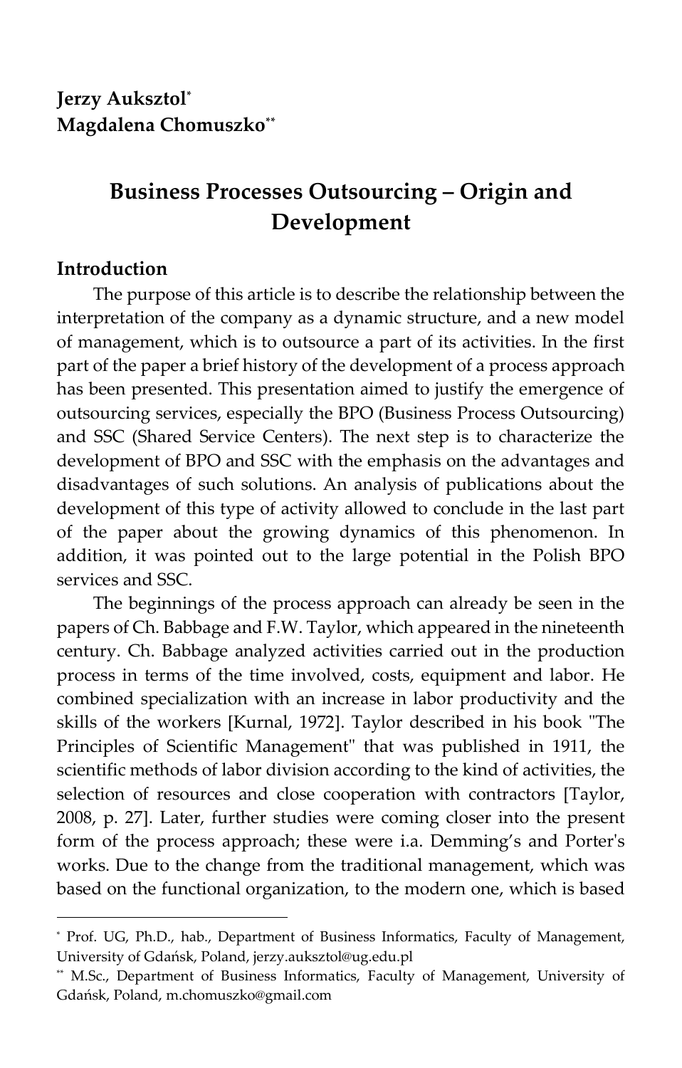**Jerzy Auksztol**[*]
**Magdalena Chomuszko**[**]

# Business Processes Outsourcing – Origin and Development

## Introduction

The purpose of this article is to describe the relationship between the interpretation of the company as a dynamic structure, and a new model of management, which is to outsource a part of its activities. In the first part of the paper a brief history of the development of a process approach has been presented. This presentation aimed to justify the emergence of outsourcing services, especially the BPO (Business Process Outsourcing) and SSC (Shared Service Centers). The next step is to characterize the development of BPO and SSC with the emphasis on the advantages and disadvantages of such solutions. An analysis of publications about the development of this type of activity allowed to conclude in the last part of the paper about the growing dynamics of this phenomenon. In addition, it was pointed out to the large potential in the Polish BPO services and SSC.

The beginnings of the process approach can already be seen in the papers of Ch. Babbage and F.W. Taylor, which appeared in the nineteenth century. Ch. Babbage analyzed activities carried out in the production process in terms of the time involved, costs, equipment and labor. He combined specialization with an increase in labor productivity and the skills of the workers [Kurnal, 1972]. Taylor described in his book "The Principles of Scientific Management" that was published in 1911, the scientific methods of labor division according to the kind of activities, the selection of resources and close cooperation with contractors [Taylor, 2008, p. 27]. Later, further studies were coming closer into the present form of the process approach; these were i.a. Demming's and Porter's works. Due to the change from the traditional management, which was based on the functional organization, to the modern one, which is based

---

[*] Prof. UG, Ph.D., hab., Department of Business Informatics, Faculty of Management, University of Gdańsk, Poland, jerzy.auksztol@ug.edu.pl

[**] M.Sc., Department of Business Informatics, Faculty of Management, University of Gdańsk, Poland, m.chomuszko@gmail.com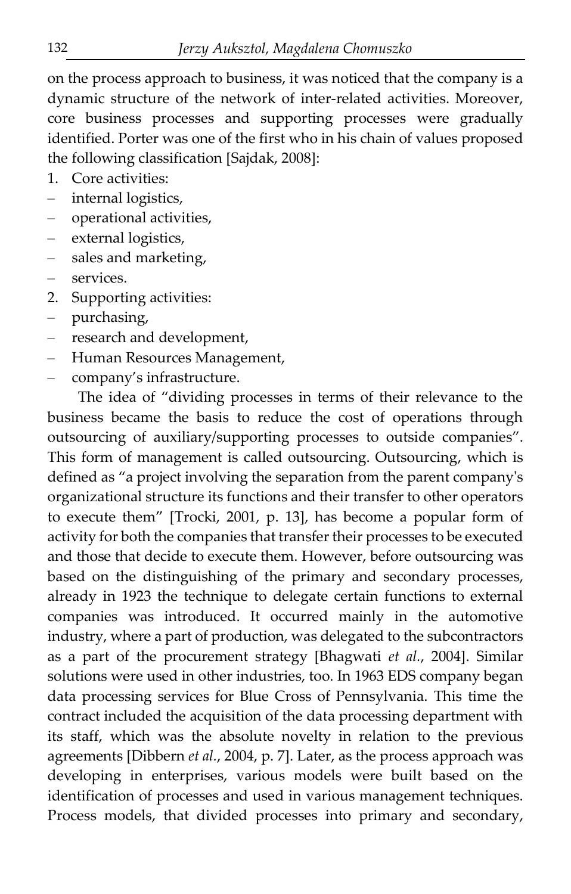on the process approach to business, it was noticed that the company is a dynamic structure of the network of inter-related activities. Moreover, core business processes and supporting processes were gradually identified. Porter was one of the first who in his chain of values proposed the following classification [Sajdak, 2008]:

1. Core activities:
   - internal logistics,
   - operational activities,
   - external logistics,
   - sales and marketing,
   - services.
2. Supporting activities:
   - purchasing,
   - research and development,
   - Human Resources Management,
   - company's infrastructure.

The idea of "dividing processes in terms of their relevance to the business became the basis to reduce the cost of operations through outsourcing of auxiliary/supporting processes to outside companies". This form of management is called outsourcing. Outsourcing, which is defined as "a project involving the separation from the parent company's organizational structure its functions and their transfer to other operators to execute them" [Trocki, 2001, p. 13], has become a popular form of activity for both the companies that transfer their processes to be executed and those that decide to execute them. However, before outsourcing was based on the distinguishing of the primary and secondary processes, already in 1923 the technique to delegate certain functions to external companies was introduced. It occurred mainly in the automotive industry, where a part of production, was delegated to the subcontractors as a part of the procurement strategy [Bhagwati *et al.*, 2004]. Similar solutions were used in other industries, too. In 1963 EDS company began data processing services for Blue Cross of Pennsylvania. This time the contract included the acquisition of the data processing department with its staff, which was the absolute novelty in relation to the previous agreements [Dibbern *et al.*, 2004, p. 7]. Later, as the process approach was developing in enterprises, various models were built based on the identification of processes and used in various management techniques. Process models, that divided processes into primary and secondary,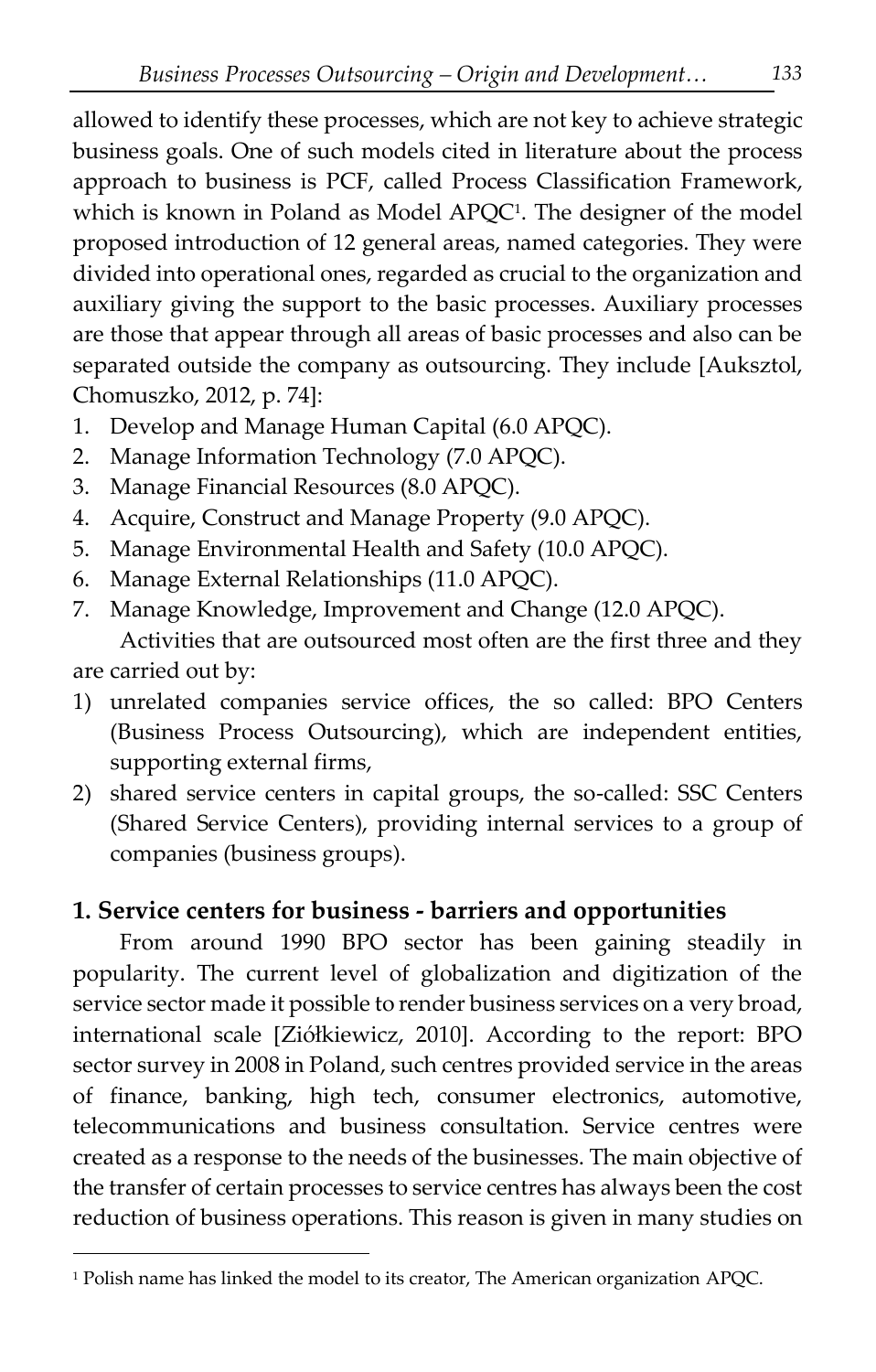allowed to identify these processes, which are not key to achieve strategic business goals. One of such models cited in literature about the process approach to business is PCF, called Process Classification Framework, which is known in Poland as Model APQC[1]. The designer of the model proposed introduction of 12 general areas, named categories. They were divided into operational ones, regarded as crucial to the organization and auxiliary giving the support to the basic processes. Auxiliary processes are those that appear through all areas of basic processes and also can be separated outside the company as outsourcing. They include [Auksztol, Chomuszko, 2012, p. 74]:

1. Develop and Manage Human Capital (6.0 APQC).
2. Manage Information Technology (7.0 APQC).
3. Manage Financial Resources (8.0 APQC).
4. Acquire, Construct and Manage Property (9.0 APQC).
5. Manage Environmental Health and Safety (10.0 APQC).
6. Manage External Relationships (11.0 APQC).
7. Manage Knowledge, Improvement and Change (12.0 APQC).

Activities that are outsourced most often are the first three and they are carried out by:

1) unrelated companies service offices, the so called: BPO Centers (Business Process Outsourcing), which are independent entities, supporting external firms,
2) shared service centers in capital groups, the so-called: SSC Centers (Shared Service Centers), providing internal services to a group of companies (business groups).

## 1. Service centers for business - barriers and opportunities

From around 1990 BPO sector has been gaining steadily in popularity. The current level of globalization and digitization of the service sector made it possible to render business services on a very broad, international scale [Ziółkiewicz, 2010]. According to the report: BPO sector survey in 2008 in Poland, such centres provided service in the areas of finance, banking, high tech, consumer electronics, automotive, telecommunications and business consultation. Service centres were created as a response to the needs of the businesses. The main objective of the transfer of certain processes to service centres has always been the cost reduction of business operations. This reason is given in many studies on

---

[1] Polish name has linked the model to its creator, The American organization APQC.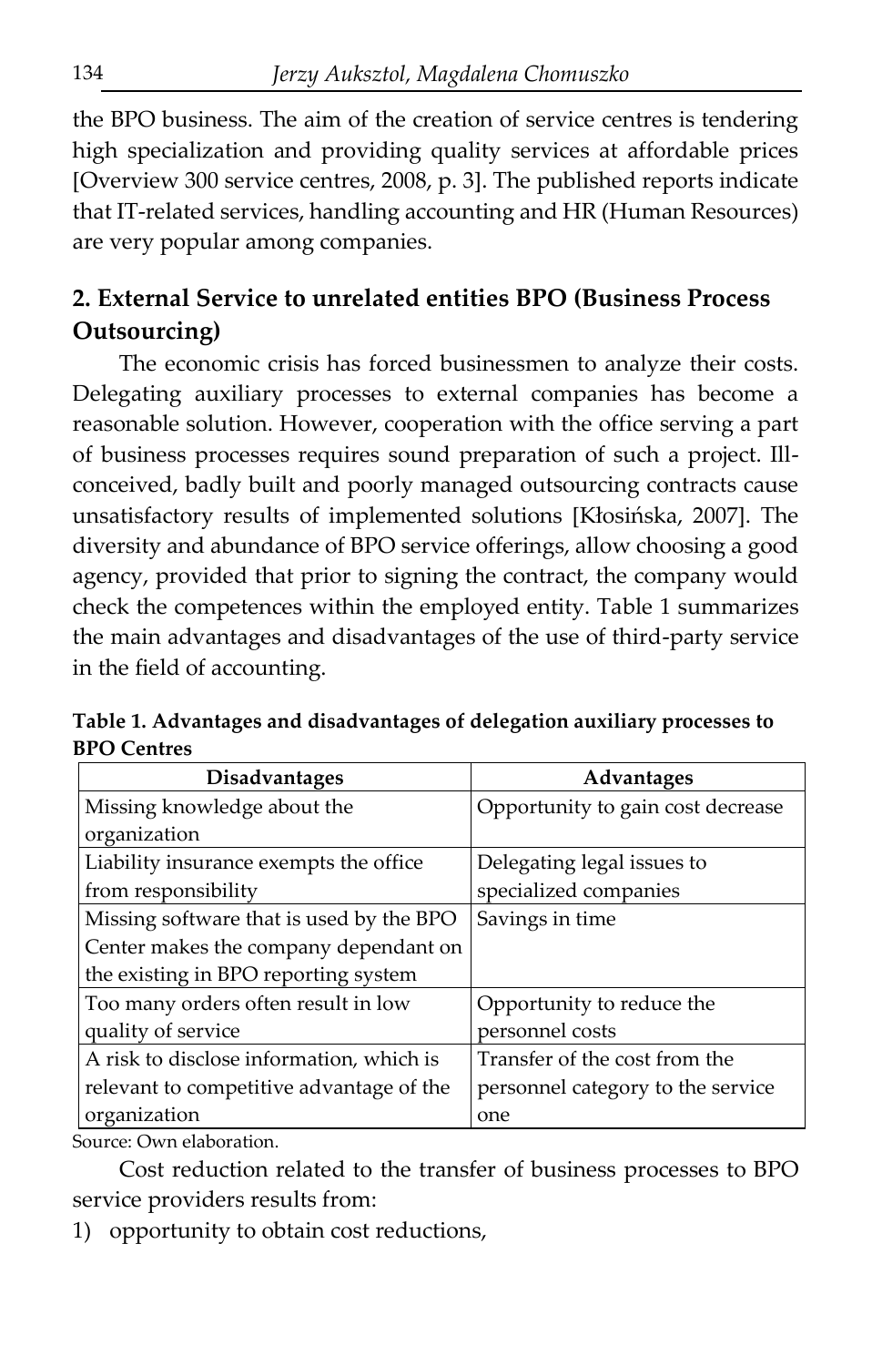the BPO business. The aim of the creation of service centres is tendering high specialization and providing quality services at affordable prices [Overview 300 service centres, 2008, p. 3]. The published reports indicate that IT-related services, handling accounting and HR (Human Resources) are very popular among companies.

## 2. External Service to unrelated entities BPO (Business Process Outsourcing)

The economic crisis has forced businessmen to analyze their costs. Delegating auxiliary processes to external companies has become a reasonable solution. However, cooperation with the office serving a part of business processes requires sound preparation of such a project. Ill-conceived, badly built and poorly managed outsourcing contracts cause unsatisfactory results of implemented solutions [Kłosińska, 2007]. The diversity and abundance of BPO service offerings, allow choosing a good agency, provided that prior to signing the contract, the company would check the competences within the employed entity. Table 1 summarizes the main advantages and disadvantages of the use of third-party service in the field of accounting.

**Table 1. Advantages and disadvantages of delegation auxiliary processes to BPO Centres**

| Disadvantages | Advantages |
|---|---|
| Missing knowledge about the organization | Opportunity to gain cost decrease |
| Liability insurance exempts the office from responsibility | Delegating legal issues to specialized companies |
| Missing software that is used by the BPO Center makes the company dependant on the existing in BPO reporting system | Savings in time |
| Too many orders often result in low quality of service | Opportunity to reduce the personnel costs |
| A risk to disclose information, which is relevant to competitive advantage of the organization | Transfer of the cost from the personnel category to the service one |

Source: Own elaboration.

Cost reduction related to the transfer of business processes to BPO service providers results from:

1) opportunity to obtain cost reductions,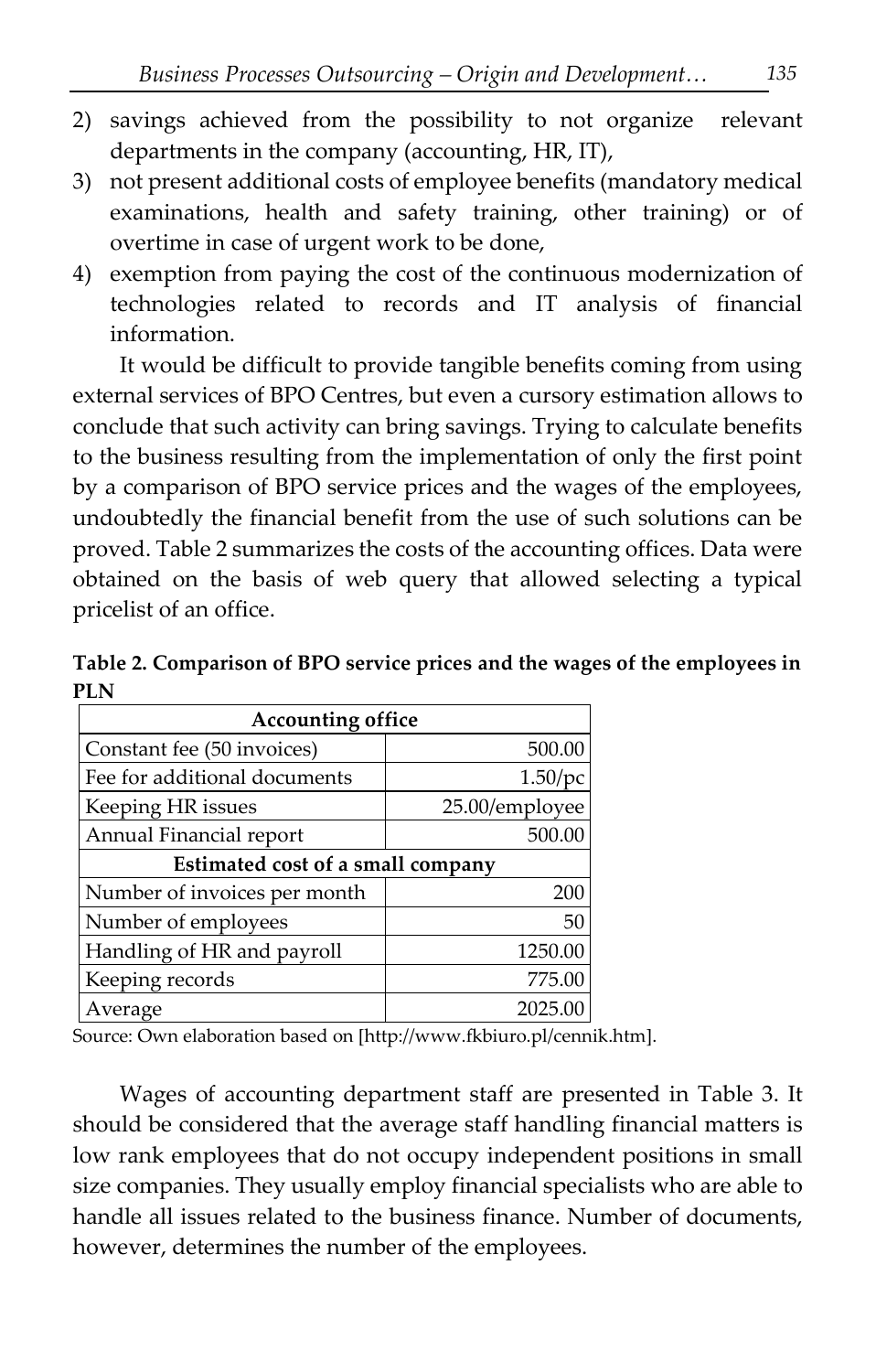2) savings achieved from the possibility to not organize relevant departments in the company (accounting, HR, IT),
3) not present additional costs of employee benefits (mandatory medical examinations, health and safety training, other training) or of overtime in case of urgent work to be done,
4) exemption from paying the cost of the continuous modernization of technologies related to records and IT analysis of financial information.

It would be difficult to provide tangible benefits coming from using external services of BPO Centres, but even a cursory estimation allows to conclude that such activity can bring savings. Trying to calculate benefits to the business resulting from the implementation of only the first point by a comparison of BPO service prices and the wages of the employees, undoubtedly the financial benefit from the use of such solutions can be proved. Table 2 summarizes the costs of the accounting offices. Data were obtained on the basis of web query that allowed selecting a typical pricelist of an office.

**Table 2. Comparison of BPO service prices and the wages of the employees in PLN**

| **Accounting office** | |
|---|---|
| Constant fee (50 invoices) | 500.00 |
| Fee for additional documents | 1.50/pc |
| Keeping HR issues | 25.00/employee |
| Annual Financial report | 500.00 |
| **Estimated cost of a small company** | |
| Number of invoices per month | 200 |
| Number of employees | 50 |
| Handling of HR and payroll | 1250.00 |
| Keeping records | 775.00 |
| Average | 2025.00 |

Source: Own elaboration based on [http://www.fkbiuro.pl/cennik.htm].

Wages of accounting department staff are presented in Table 3. It should be considered that the average staff handling financial matters is low rank employees that do not occupy independent positions in small size companies. They usually employ financial specialists who are able to handle all issues related to the business finance. Number of documents, however, determines the number of the employees.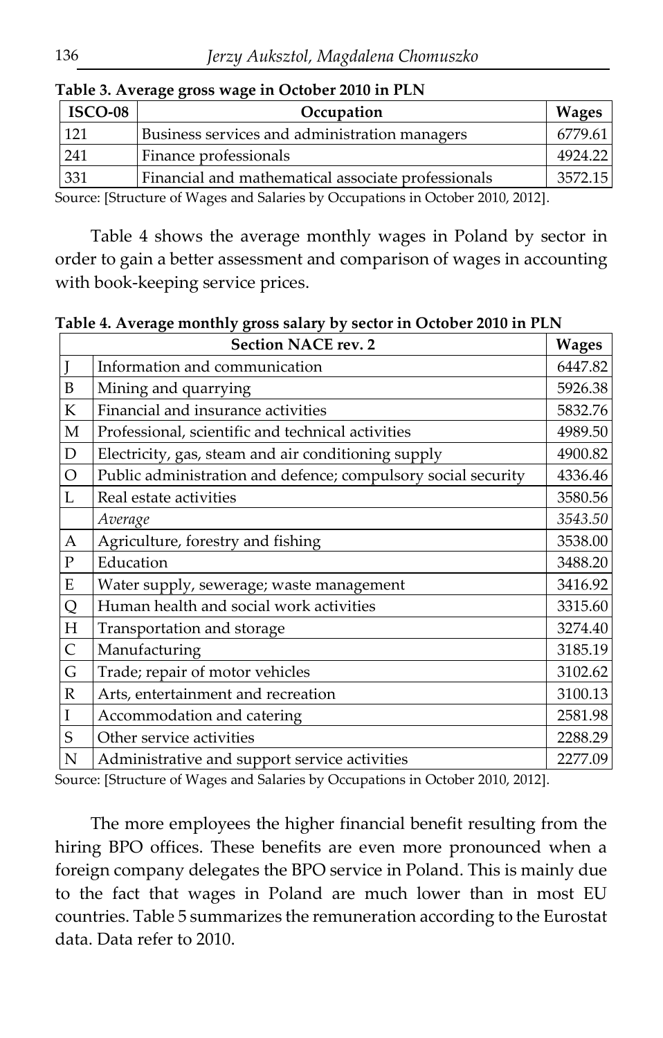**Table 3. Average gross wage in October 2010 in PLN**

| ISCO-08 | Occupation | Wages |
|---|---|---|
| 121 | Business services and administration managers | 6779.61 |
| 241 | Finance professionals | 4924.22 |
| 331 | Financial and mathematical associate professionals | 3572.15 |

Source: [Structure of Wages and Salaries by Occupations in October 2010, 2012].

Table 4 shows the average monthly wages in Poland by sector in order to gain a better assessment and comparison of wages in accounting with book-keeping service prices.

**Table 4. Average monthly gross salary by sector in October 2010 in PLN**

| Section NACE rev. 2 | | Wages |
|---|---|---|
| J | Information and communication | 6447.82 |
| B | Mining and quarrying | 5926.38 |
| K | Financial and insurance activities | 5832.76 |
| M | Professional, scientific and technical activities | 4989.50 |
| D | Electricity, gas, steam and air conditioning supply | 4900.82 |
| O | Public administration and defence; compulsory social security | 4336.46 |
| L | Real estate activities | 3580.56 |
| | *Average* | *3543.50* |
| A | Agriculture, forestry and fishing | 3538.00 |
| P | Education | 3488.20 |
| E | Water supply, sewerage; waste management | 3416.92 |
| Q | Human health and social work activities | 3315.60 |
| H | Transportation and storage | 3274.40 |
| C | Manufacturing | 3185.19 |
| G | Trade; repair of motor vehicles | 3102.62 |
| R | Arts, entertainment and recreation | 3100.13 |
| I | Accommodation and catering | 2581.98 |
| S | Other service activities | 2288.29 |
| N | Administrative and support service activities | 2277.09 |

Source: [Structure of Wages and Salaries by Occupations in October 2010, 2012].

The more employees the higher financial benefit resulting from the hiring BPO offices. These benefits are even more pronounced when a foreign company delegates the BPO service in Poland. This is mainly due to the fact that wages in Poland are much lower than in most EU countries. Table 5 summarizes the remuneration according to the Eurostat data. Data refer to 2010.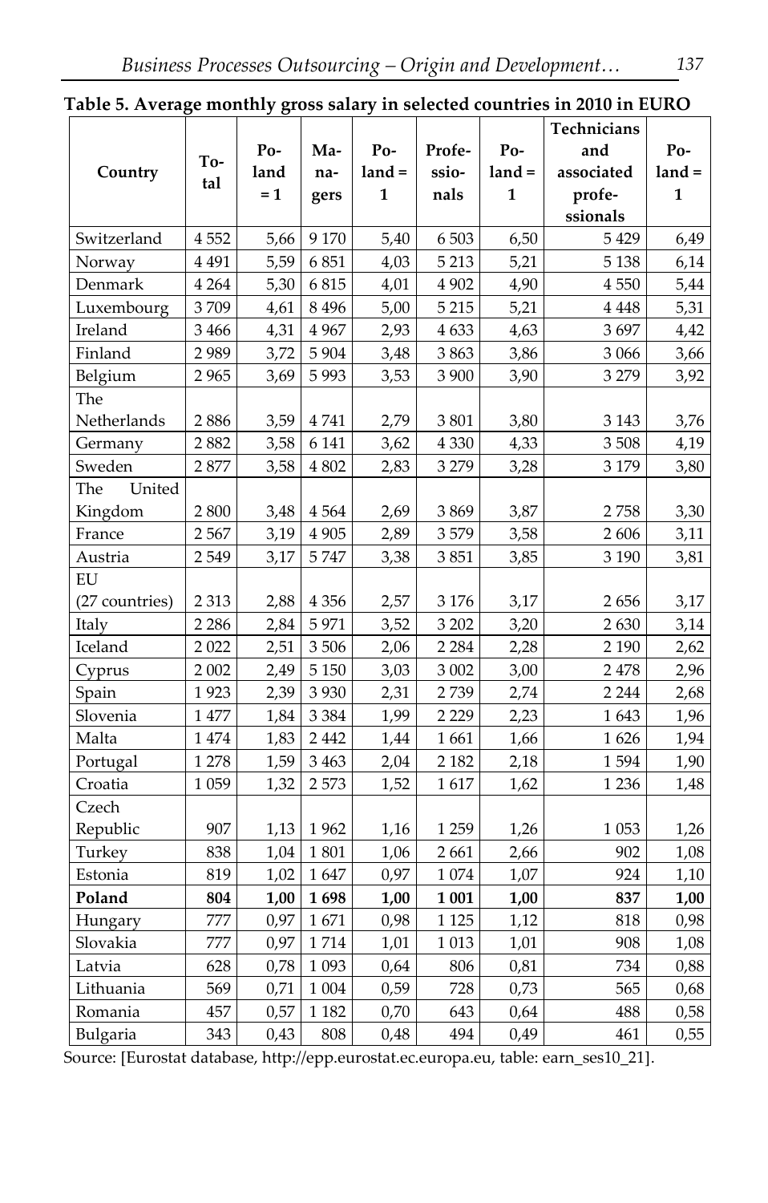**Table 5. Average monthly gross salary in selected countries in 2010 in EURO**

| Country | Total | Poland = 1 | Managers | Poland = 1 | Professionals | Poland = 1 | Technicians and associated professionals | Poland = 1 |
|---|---|---|---|---|---|---|---|---|
| Switzerland | 4 552 | 5,66 | 9 170 | 5,40 | 6 503 | 6,50 | 5 429 | 6,49 |
| Norway | 4 491 | 5,59 | 6 851 | 4,03 | 5 213 | 5,21 | 5 138 | 6,14 |
| Denmark | 4 264 | 5,30 | 6 815 | 4,01 | 4 902 | 4,90 | 4 550 | 5,44 |
| Luxembourg | 3 709 | 4,61 | 8 496 | 5,00 | 5 215 | 5,21 | 4 448 | 5,31 |
| Ireland | 3 466 | 4,31 | 4 967 | 2,93 | 4 633 | 4,63 | 3 697 | 4,42 |
| Finland | 2 989 | 3,72 | 5 904 | 3,48 | 3 863 | 3,86 | 3 066 | 3,66 |
| Belgium | 2 965 | 3,69 | 5 993 | 3,53 | 3 900 | 3,90 | 3 279 | 3,92 |
| The Netherlands | 2 886 | 3,59 | 4 741 | 2,79 | 3 801 | 3,80 | 3 143 | 3,76 |
| Germany | 2 882 | 3,58 | 6 141 | 3,62 | 4 330 | 4,33 | 3 508 | 4,19 |
| Sweden | 2 877 | 3,58 | 4 802 | 2,83 | 3 279 | 3,28 | 3 179 | 3,80 |
| The United Kingdom | 2 800 | 3,48 | 4 564 | 2,69 | 3 869 | 3,87 | 2 758 | 3,30 |
| France | 2 567 | 3,19 | 4 905 | 2,89 | 3 579 | 3,58 | 2 606 | 3,11 |
| Austria | 2 549 | 3,17 | 5 747 | 3,38 | 3 851 | 3,85 | 3 190 | 3,81 |
| EU (27 countries) | 2 313 | 2,88 | 4 356 | 2,57 | 3 176 | 3,17 | 2 656 | 3,17 |
| Italy | 2 286 | 2,84 | 5 971 | 3,52 | 3 202 | 3,20 | 2 630 | 3,14 |
| Iceland | 2 022 | 2,51 | 3 506 | 2,06 | 2 284 | 2,28 | 2 190 | 2,62 |
| Cyprus | 2 002 | 2,49 | 5 150 | 3,03 | 3 002 | 3,00 | 2 478 | 2,96 |
| Spain | 1 923 | 2,39 | 3 930 | 2,31 | 2 739 | 2,74 | 2 244 | 2,68 |
| Slovenia | 1 477 | 1,84 | 3 384 | 1,99 | 2 229 | 2,23 | 1 643 | 1,96 |
| Malta | 1 474 | 1,83 | 2 442 | 1,44 | 1 661 | 1,66 | 1 626 | 1,94 |
| Portugal | 1 278 | 1,59 | 3 463 | 2,04 | 2 182 | 2,18 | 1 594 | 1,90 |
| Croatia | 1 059 | 1,32 | 2 573 | 1,52 | 1 617 | 1,62 | 1 236 | 1,48 |
| Czech Republic | 907 | 1,13 | 1 962 | 1,16 | 1 259 | 1,26 | 1 053 | 1,26 |
| Turkey | 838 | 1,04 | 1 801 | 1,06 | 2 661 | 2,66 | 902 | 1,08 |
| Estonia | 819 | 1,02 | 1 647 | 0,97 | 1 074 | 1,07 | 924 | 1,10 |
| **Poland** | **804** | **1,00** | **1 698** | **1,00** | **1 001** | **1,00** | **837** | **1,00** |
| Hungary | 777 | 0,97 | 1 671 | 0,98 | 1 125 | 1,12 | 818 | 0,98 |
| Slovakia | 777 | 0,97 | 1 714 | 1,01 | 1 013 | 1,01 | 908 | 1,08 |
| Latvia | 628 | 0,78 | 1 093 | 0,64 | 806 | 0,81 | 734 | 0,88 |
| Lithuania | 569 | 0,71 | 1 004 | 0,59 | 728 | 0,73 | 565 | 0,68 |
| Romania | 457 | 0,57 | 1 182 | 0,70 | 643 | 0,64 | 488 | 0,58 |
| Bulgaria | 343 | 0,43 | 808 | 0,48 | 494 | 0,49 | 461 | 0,55 |

Source: [Eurostat database, http://epp.eurostat.ec.europa.eu, table: earn_ses10_21].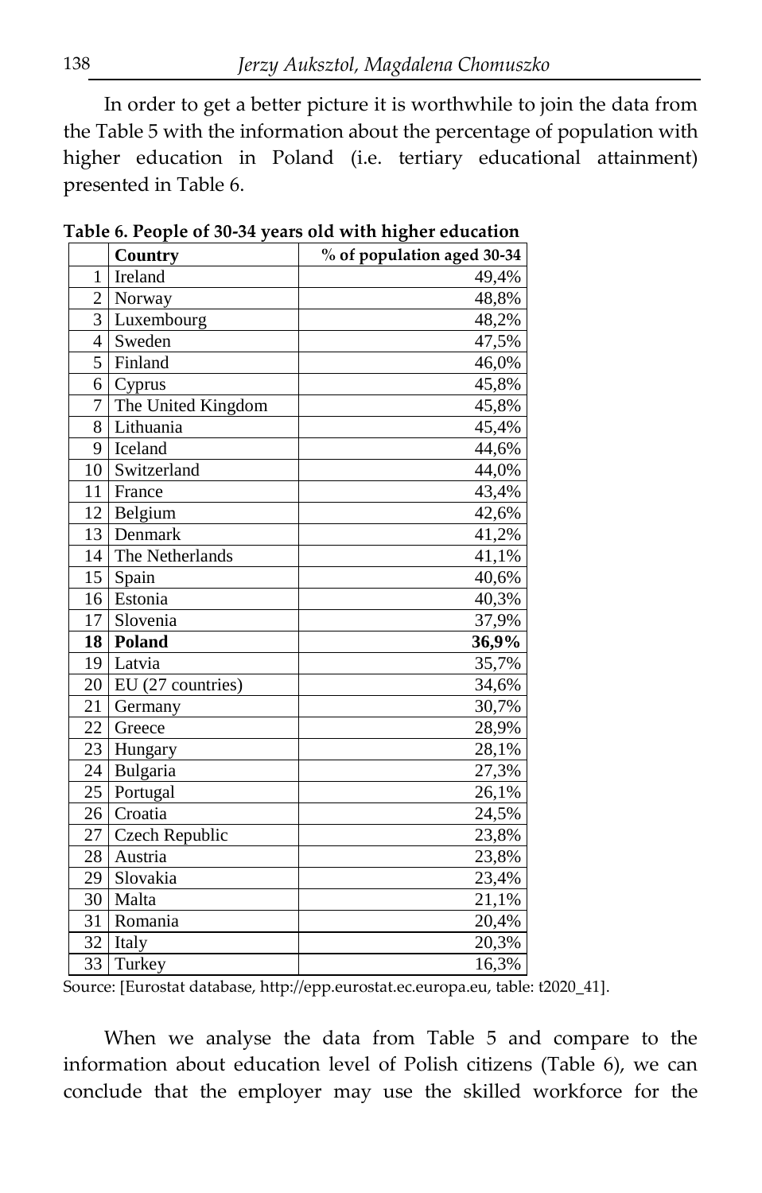In order to get a better picture it is worthwhile to join the data from the Table 5 with the information about the percentage of population with higher education in Poland (i.e. tertiary educational attainment) presented in Table 6.

**Table 6. People of 30-34 years old with higher education**

| | **Country** | **% of population aged 30-34** |
|---|---|---|
| 1 | Ireland | 49,4% |
| 2 | Norway | 48,8% |
| 3 | Luxembourg | 48,2% |
| 4 | Sweden | 47,5% |
| 5 | Finland | 46,0% |
| 6 | Cyprus | 45,8% |
| 7 | The United Kingdom | 45,8% |
| 8 | Lithuania | 45,4% |
| 9 | Iceland | 44,6% |
| 10 | Switzerland | 44,0% |
| 11 | France | 43,4% |
| 12 | Belgium | 42,6% |
| 13 | Denmark | 41,2% |
| 14 | The Netherlands | 41,1% |
| 15 | Spain | 40,6% |
| 16 | Estonia | 40,3% |
| 17 | Slovenia | 37,9% |
| **18** | **Poland** | **36,9%** |
| 19 | Latvia | 35,7% |
| 20 | EU (27 countries) | 34,6% |
| 21 | Germany | 30,7% |
| 22 | Greece | 28,9% |
| 23 | Hungary | 28,1% |
| 24 | Bulgaria | 27,3% |
| 25 | Portugal | 26,1% |
| 26 | Croatia | 24,5% |
| 27 | Czech Republic | 23,8% |
| 28 | Austria | 23,8% |
| 29 | Slovakia | 23,4% |
| 30 | Malta | 21,1% |
| 31 | Romania | 20,4% |
| 32 | Italy | 20,3% |
| 33 | Turkey | 16,3% |

Source: [Eurostat database, http://epp.eurostat.ec.europa.eu, table: t2020_41].

When we analyse the data from Table 5 and compare to the information about education level of Polish citizens (Table 6), we can conclude that the employer may use the skilled workforce for the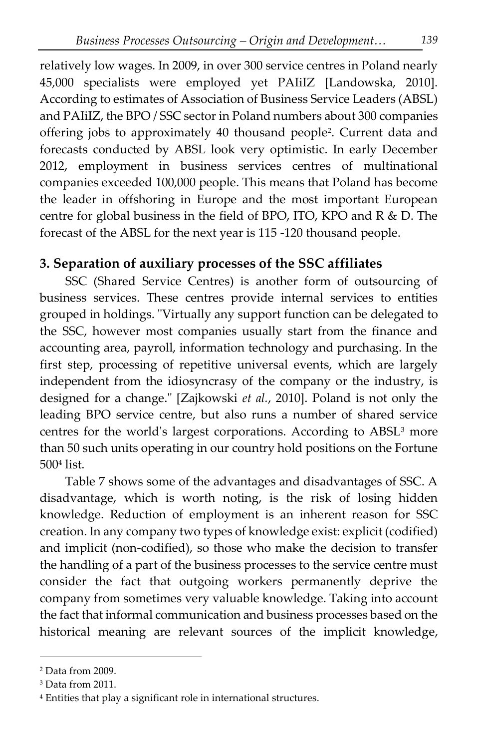relatively low wages. In 2009, in over 300 service centres in Poland nearly 45,000 specialists were employed yet PAIiIZ [Landowska, 2010]. According to estimates of Association of Business Service Leaders (ABSL) and PAIiIZ, the BPO / SSC sector in Poland numbers about 300 companies offering jobs to approximately 40 thousand people[2]. Current data and forecasts conducted by ABSL look very optimistic. In early December 2012, employment in business services centres of multinational companies exceeded 100,000 people. This means that Poland has become the leader in offshoring in Europe and the most important European centre for global business in the field of BPO, ITO, KPO and R & D. The forecast of the ABSL for the next year is 115 -120 thousand people.

### 3. Separation of auxiliary processes of the SSC affiliates

SSC (Shared Service Centres) is another form of outsourcing of business services. These centres provide internal services to entities grouped in holdings. "Virtually any support function can be delegated to the SSC, however most companies usually start from the finance and accounting area, payroll, information technology and purchasing. In the first step, processing of repetitive universal events, which are largely independent from the idiosyncrasy of the company or the industry, is designed for a change." [Zajkowski *et al.*, 2010]. Poland is not only the leading BPO service centre, but also runs a number of shared service centres for the world's largest corporations. According to ABSL[3] more than 50 such units operating in our country hold positions on the Fortune 500[4] list.

Table 7 shows some of the advantages and disadvantages of SSC. A disadvantage, which is worth noting, is the risk of losing hidden knowledge. Reduction of employment is an inherent reason for SSC creation. In any company two types of knowledge exist: explicit (codified) and implicit (non-codified), so those who make the decision to transfer the handling of a part of the business processes to the service centre must consider the fact that outgoing workers permanently deprive the company from sometimes very valuable knowledge. Taking into account the fact that informal communication and business processes based on the historical meaning are relevant sources of the implicit knowledge,

---

[2] Data from 2009.

[3] Data from 2011.

[4] Entities that play a significant role in international structures.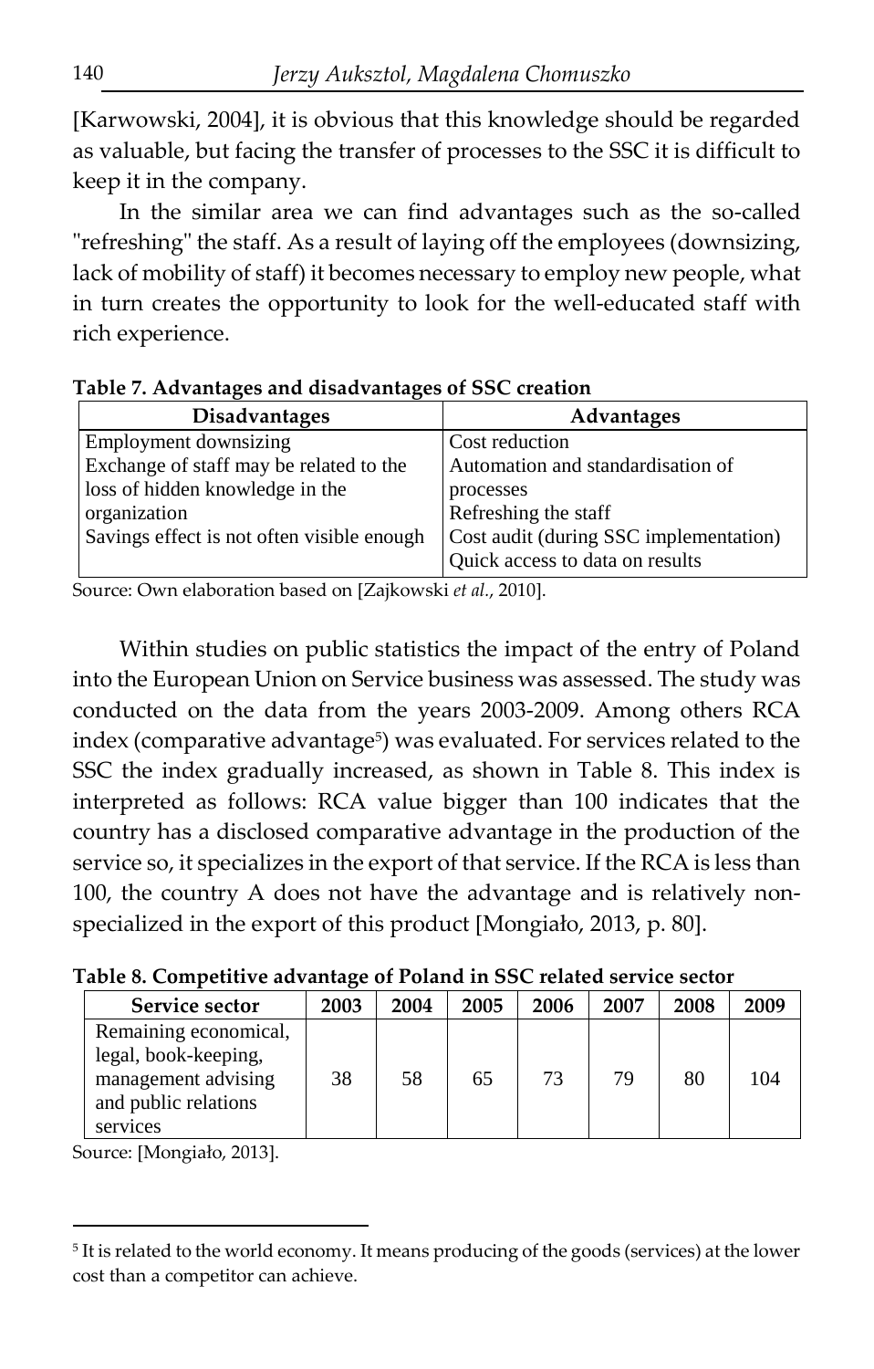[Karwowski, 2004], it is obvious that this knowledge should be regarded as valuable, but facing the transfer of processes to the SSC it is difficult to keep it in the company.

In the similar area we can find advantages such as the so-called "refreshing" the staff. As a result of laying off the employees (downsizing, lack of mobility of staff) it becomes necessary to employ new people, what in turn creates the opportunity to look for the well-educated staff with rich experience.

**Table 7. Advantages and disadvantages of SSC creation**

| Disadvantages | Advantages |
|---|---|
| Employment downsizing<br>Exchange of staff may be related to the loss of hidden knowledge in the organization<br>Savings effect is not often visible enough | Cost reduction<br>Automation and standardisation of processes<br>Refreshing the staff<br>Cost audit (during SSC implementation)<br>Quick access to data on results |

Source: Own elaboration based on [Zajkowski *et al*., 2010].

Within studies on public statistics the impact of the entry of Poland into the European Union on Service business was assessed. The study was conducted on the data from the years 2003-2009. Among others RCA index (comparative advantage[5]) was evaluated. For services related to the SSC the index gradually increased, as shown in Table 8. This index is interpreted as follows: RCA value bigger than 100 indicates that the country has a disclosed comparative advantage in the production of the service so, it specializes in the export of that service. If the RCA is less than 100, the country A does not have the advantage and is relatively non-specialized in the export of this product [Mongiało, 2013, p. 80].

**Table 8. Competitive advantage of Poland in SSC related service sector**

| Service sector | 2003 | 2004 | 2005 | 2006 | 2007 | 2008 | 2009 |
|---|---|---|---|---|---|---|---|
| Remaining economical, legal, book-keeping, management advising and public relations services | 38 | 58 | 65 | 73 | 79 | 80 | 104 |

Source: [Mongiało, 2013].

[5] It is related to the world economy. It means producing of the goods (services) at the lower cost than a competitor can achieve.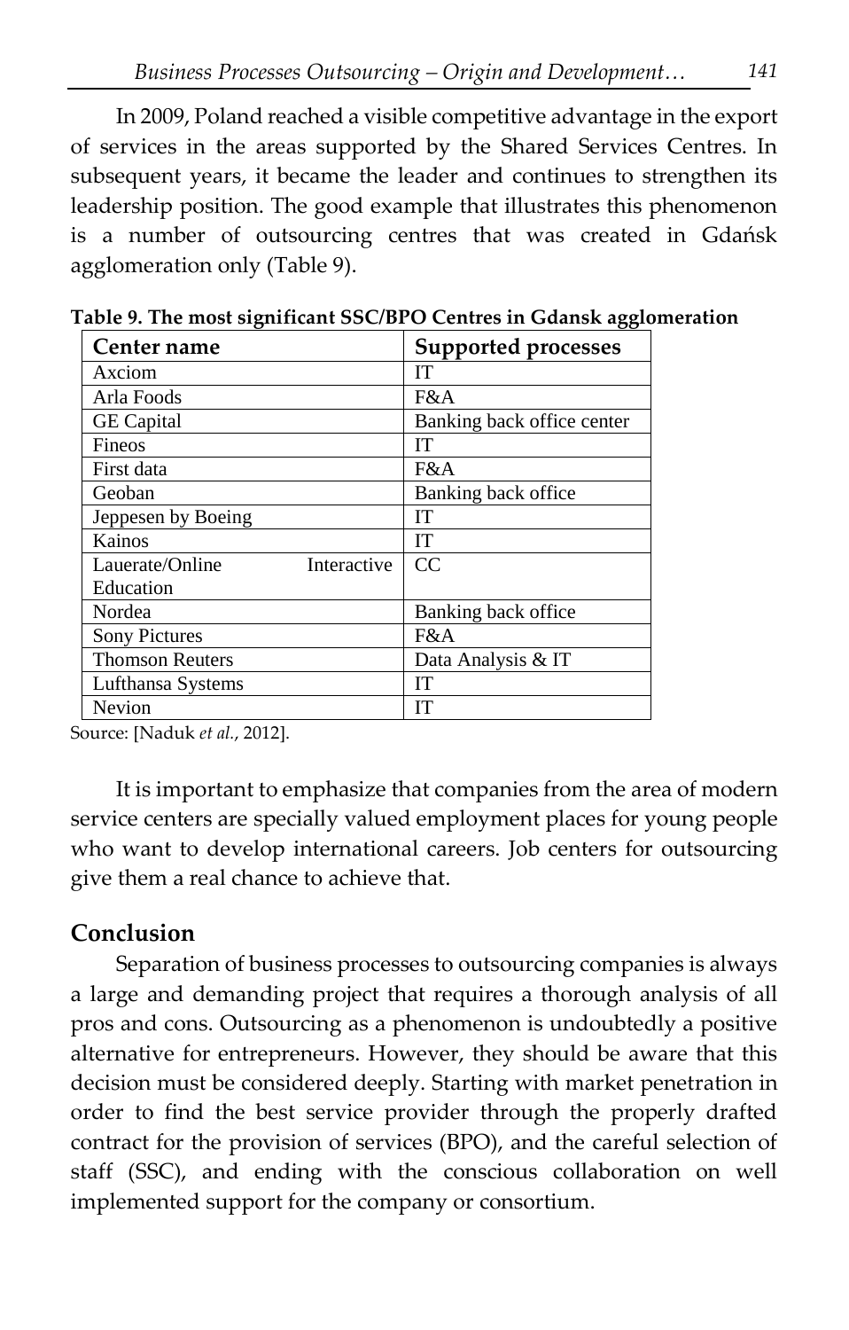In 2009, Poland reached a visible competitive advantage in the export of services in the areas supported by the Shared Services Centres. In subsequent years, it became the leader and continues to strengthen its leadership position. The good example that illustrates this phenomenon is a number of outsourcing centres that was created in Gdańsk agglomeration only (Table 9).

**Table 9. The most significant SSC/BPO Centres in Gdansk agglomeration**

| Center name | Supported processes |
|---|---|
| Axciom | IT |
| Arla Foods | F&A |
| GE Capital | Banking back office center |
| Fineos | IT |
| First data | F&A |
| Geoban | Banking back office |
| Jeppesen by Boeing | IT |
| Kainos | IT |
| Lauerate/Online Interactive Education | CC |
| Nordea | Banking back office |
| Sony Pictures | F&A |
| Thomson Reuters | Data Analysis & IT |
| Lufthansa Systems | IT |
| Nevion | IT |

Source: [Naduk *et al.*, 2012].

It is important to emphasize that companies from the area of modern service centers are specially valued employment places for young people who want to develop international careers. Job centers for outsourcing give them a real chance to achieve that.

## Conclusion

Separation of business processes to outsourcing companies is always a large and demanding project that requires a thorough analysis of all pros and cons. Outsourcing as a phenomenon is undoubtedly a positive alternative for entrepreneurs. However, they should be aware that this decision must be considered deeply. Starting with market penetration in order to find the best service provider through the properly drafted contract for the provision of services (BPO), and the careful selection of staff (SSC), and ending with the conscious collaboration on well implemented support for the company or consortium.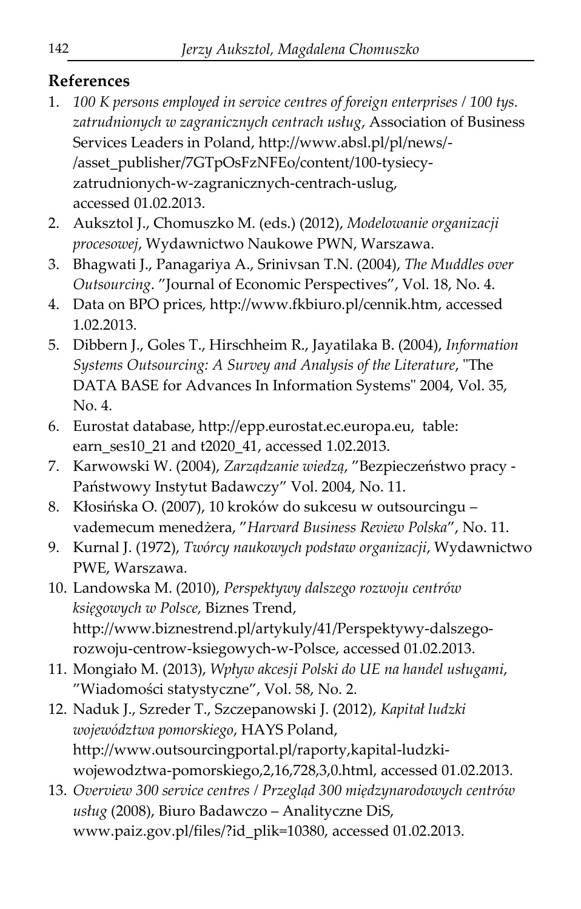## References

1. *100 K persons employed in service centres of foreign enterprises / 100 tys. zatrudnionych w zagranicznych centrach usług*, Association of Business Services Leaders in Poland, http://www.absl.pl/pl/news/-/asset_publisher/7GTpOsFzNFEo/content/100-tysiecy-zatrudnionych-w-zagranicznych-centrach-uslug, accessed 01.02.2013.
2. Auksztol J., Chomuszko M. (eds.) (2012), *Modelowanie organizacji procesowej*, Wydawnictwo Naukowe PWN, Warszawa.
3. Bhagwati J., Panagariya A., Srinivsan T.N. (2004), *The Muddles over Outsourcing*. "Journal of Economic Perspectives", Vol. 18, No. 4.
4. Data on BPO prices, http://www.fkbiuro.pl/cennik.htm, accessed 1.02.2013.
5. Dibbern J., Goles T., Hirschheim R., Jayatilaka B. (2004), *Information Systems Outsourcing: A Survey and Analysis of the Literature*, "The DATA BASE for Advances In Information Systems" 2004, Vol. 35, No. 4.
6. Eurostat database, http://epp.eurostat.ec.europa.eu, table: earn_ses10_21 and t2020_41, accessed 1.02.2013.
7. Karwowski W. (2004), *Zarządzanie wiedzą*, "Bezpieczeństwo pracy - Państwowy Instytut Badawczy" Vol. 2004, No. 11.
8. Kłosińska O. (2007), 10 kroków do sukcesu w outsourcingu – vademecum menedżera, "*Harvard Business Review Polska*", No. 11.
9. Kurnal J. (1972), *Twórcy naukowych podstaw organizacji*, Wydawnictwo PWE, Warszawa.
10. Landowska M. (2010), *Perspektywy dalszego rozwoju centrów księgowych w Polsce,* Biznes Trend, http://www.biznestrend.pl/artykuly/41/Perspektywy-dalszego-rozwoju-centrow-ksiegowych-w-Polsce, accessed 01.02.2013.
11. Mongiało M. (2013), *Wpływ akcesji Polski do UE na handel usługami*, "Wiadomości statystyczne", Vol. 58, No. 2.
12. Naduk J., Szreder T., Szczepanowski J. (2012), *Kapitał ludzki województwa pomorskiego*, HAYS Poland, http://www.outsourcingportal.pl/raporty,kapital-ludzki-wojewodztwa-pomorskiego,2,16,728,3,0.html, accessed 01.02.2013.
13. *Overview 300 service centres / Przegląd 300 międzynarodowych centrów usług* (2008), Biuro Badawczo – Analityczne DiS, www.paiz.gov.pl/files/?id_plik=10380, accessed 01.02.2013.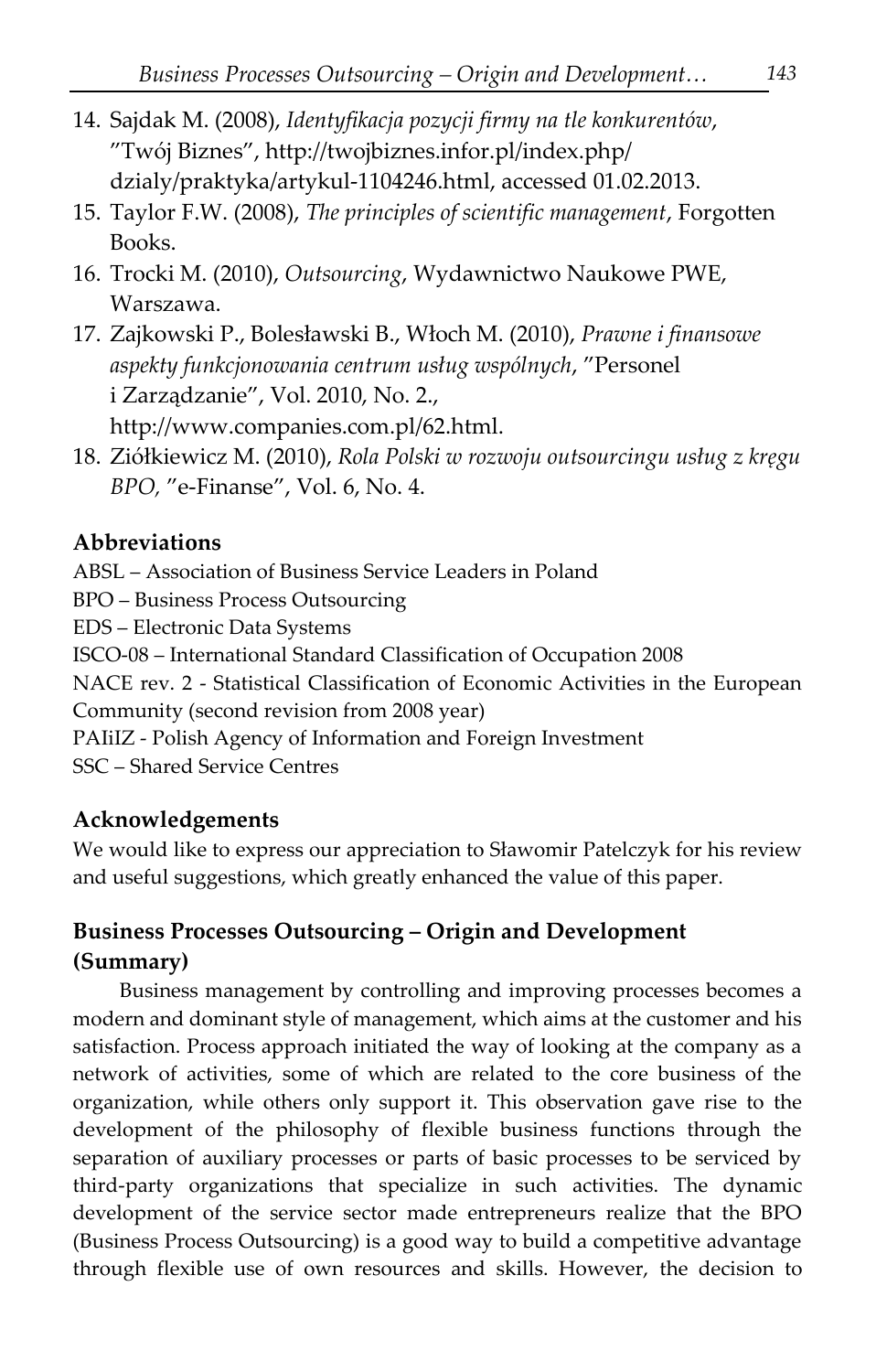14. Sajdak M. (2008), *Identyfikacja pozycji firmy na tle konkurentów*, "Twój Biznes", http://twojbiznes.infor.pl/index.php/dzialy/praktyka/artykul-1104246.html, accessed 01.02.2013.
15. Taylor F.W. (2008), *The principles of scientific management*, Forgotten Books.
16. Trocki M. (2010), *Outsourcing*, Wydawnictwo Naukowe PWE, Warszawa.
17. Zajkowski P., Bolesławski B., Włoch M. (2010), *Prawne i finansowe aspekty funkcjonowania centrum usług wspólnych*, "Personel i Zarządzanie", Vol. 2010, No. 2., http://www.companies.com.pl/62.html.
18. Ziółkiewicz M. (2010), *Rola Polski w rozwoju outsourcingu usług z kręgu BPO,* "e-Finanse", Vol. 6, No. 4.

### Abbreviations

ABSL – Association of Business Service Leaders in Poland
BPO – Business Process Outsourcing
EDS – Electronic Data Systems
ISCO-08 – International Standard Classification of Occupation 2008
NACE rev. 2 - Statistical Classification of Economic Activities in the European Community (second revision from 2008 year)
PAIiIZ - Polish Agency of Information and Foreign Investment
SSC – Shared Service Centres

### Acknowledgements

We would like to express our appreciation to Sławomir Patelczyk for his review and useful suggestions, which greatly enhanced the value of this paper.

## Business Processes Outsourcing – Origin and Development (Summary)

Business management by controlling and improving processes becomes a modern and dominant style of management, which aims at the customer and his satisfaction. Process approach initiated the way of looking at the company as a network of activities, some of which are related to the core business of the organization, while others only support it. This observation gave rise to the development of the philosophy of flexible business functions through the separation of auxiliary processes or parts of basic processes to be serviced by third-party organizations that specialize in such activities. The dynamic development of the service sector made entrepreneurs realize that the BPO (Business Process Outsourcing) is a good way to build a competitive advantage through flexible use of own resources and skills. However, the decision to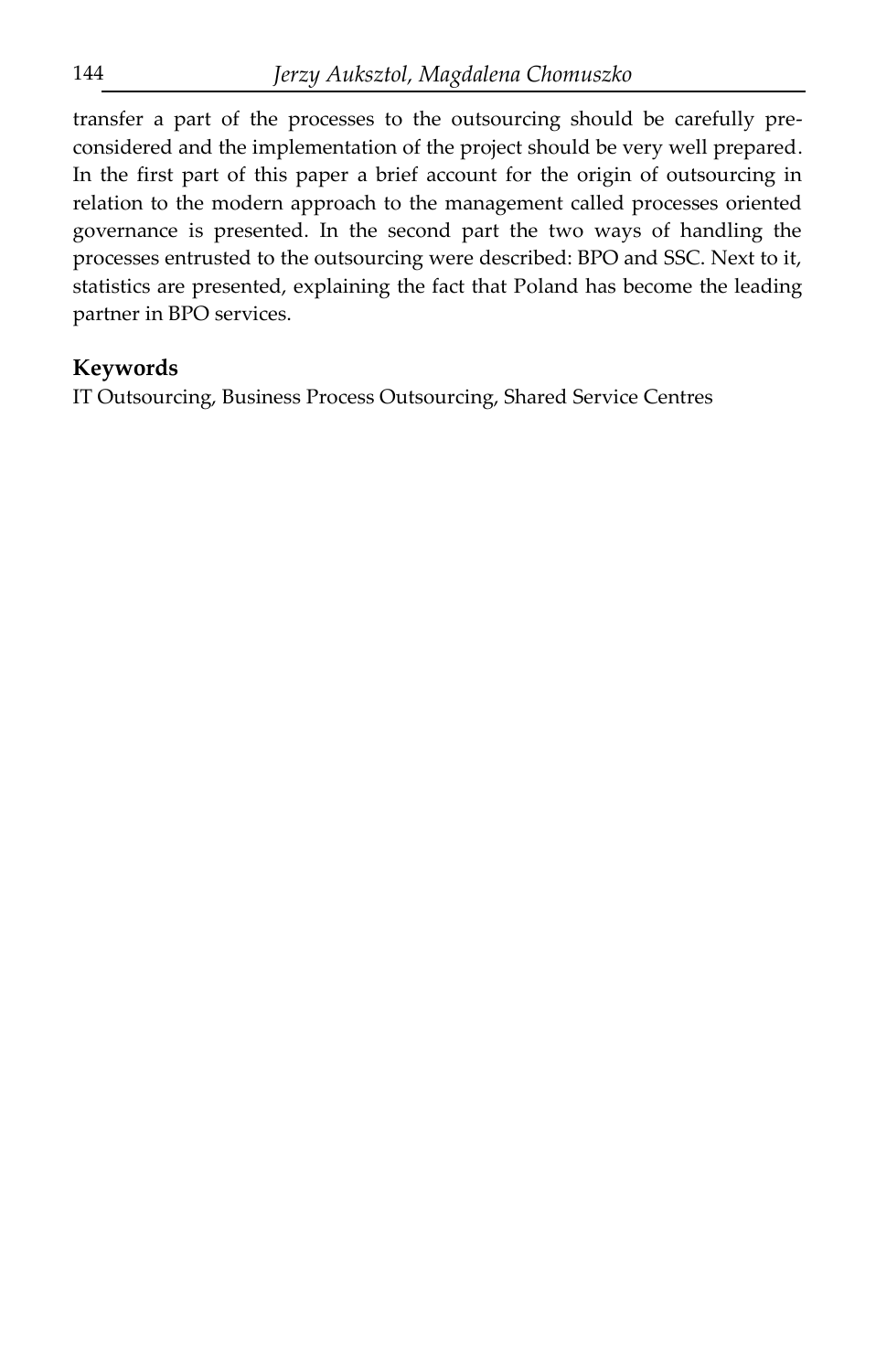transfer a part of the processes to the outsourcing should be carefully pre-considered and the implementation of the project should be very well prepared. In the first part of this paper a brief account for the origin of outsourcing in relation to the modern approach to the management called processes oriented governance is presented. In the second part the two ways of handling the processes entrusted to the outsourcing were described: BPO and SSC. Next to it, statistics are presented, explaining the fact that Poland has become the leading partner in BPO services.

## Keywords

IT Outsourcing, Business Process Outsourcing, Shared Service Centres